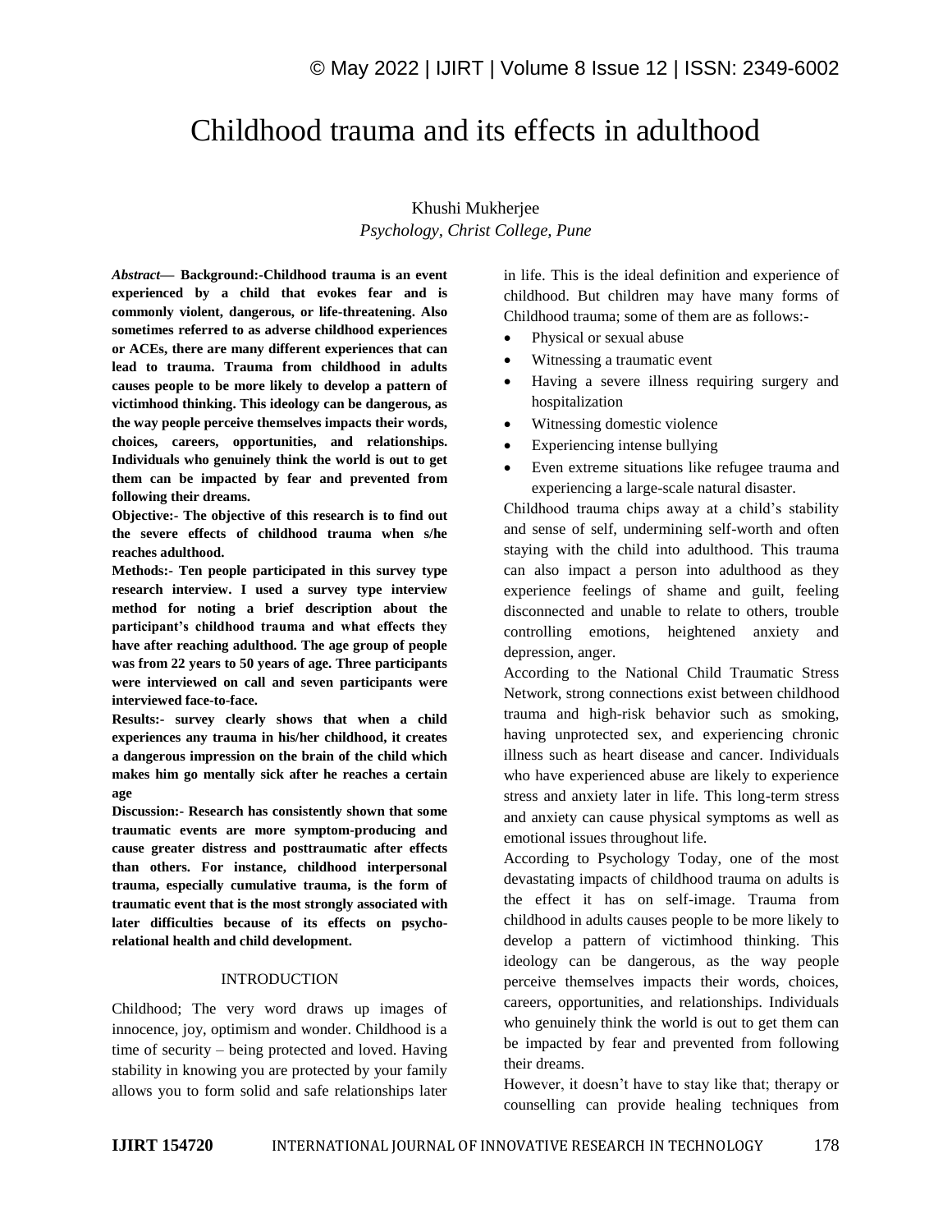# Childhood trauma and its effects in adulthood

Khushi Mukherjee

*Psychology, Christ College, Pune*

***Abstract*— Background:-Childhood trauma is an event experienced by a child that evokes fear and is commonly violent, dangerous, or life-threatening. Also sometimes referred to as adverse childhood experiences or ACEs, there are many different experiences that can lead to trauma. Trauma from childhood in adults causes people to be more likely to develop a pattern of victimhood thinking. This ideology can be dangerous, as the way people perceive themselves impacts their words, choices, careers, opportunities, and relationships. Individuals who genuinely think the world is out to get them can be impacted by fear and prevented from following their dreams.**

**Objective:- The objective of this research is to find out the severe effects of childhood trauma when s/he reaches adulthood.**

**Methods:- Ten people participated in this survey type research interview. I used a survey type interview method for noting a brief description about the participant's childhood trauma and what effects they have after reaching adulthood. The age group of people was from 22 years to 50 years of age. Three participants were interviewed on call and seven participants were interviewed face-to-face.**

**Results:- survey clearly shows that when a child experiences any trauma in his/her childhood, it creates a dangerous impression on the brain of the child which makes him go mentally sick after he reaches a certain age**

**Discussion:- Research has consistently shown that some traumatic events are more symptom-producing and cause greater distress and posttraumatic after effects than others. For instance, childhood interpersonal trauma, especially cumulative trauma, is the form of traumatic event that is the most strongly associated with later difficulties because of its effects on psycho-relational health and child development.**

## INTRODUCTION

Childhood; The very word draws up images of innocence, joy, optimism and wonder. Childhood is a time of security – being protected and loved. Having stability in knowing you are protected by your family allows you to form solid and safe relationships later in life. This is the ideal definition and experience of childhood. But children may have many forms of Childhood trauma; some of them are as follows:-

- Physical or sexual abuse
- Witnessing a traumatic event
- Having a severe illness requiring surgery and hospitalization
- Witnessing domestic violence
- Experiencing intense bullying
- Even extreme situations like refugee trauma and experiencing a large-scale natural disaster.

Childhood trauma chips away at a child's stability and sense of self, undermining self-worth and often staying with the child into adulthood. This trauma can also impact a person into adulthood as they experience feelings of shame and guilt, feeling disconnected and unable to relate to others, trouble controlling emotions, heightened anxiety and depression, anger.

According to the National Child Traumatic Stress Network, strong connections exist between childhood trauma and high-risk behavior such as smoking, having unprotected sex, and experiencing chronic illness such as heart disease and cancer. Individuals who have experienced abuse are likely to experience stress and anxiety later in life. This long-term stress and anxiety can cause physical symptoms as well as emotional issues throughout life.

According to Psychology Today, one of the most devastating impacts of childhood trauma on adults is the effect it has on self-image. Trauma from childhood in adults causes people to be more likely to develop a pattern of victimhood thinking. This ideology can be dangerous, as the way people perceive themselves impacts their words, choices, careers, opportunities, and relationships. Individuals who genuinely think the world is out to get them can be impacted by fear and prevented from following their dreams.

However, it doesn't have to stay like that; therapy or counselling can provide healing techniques from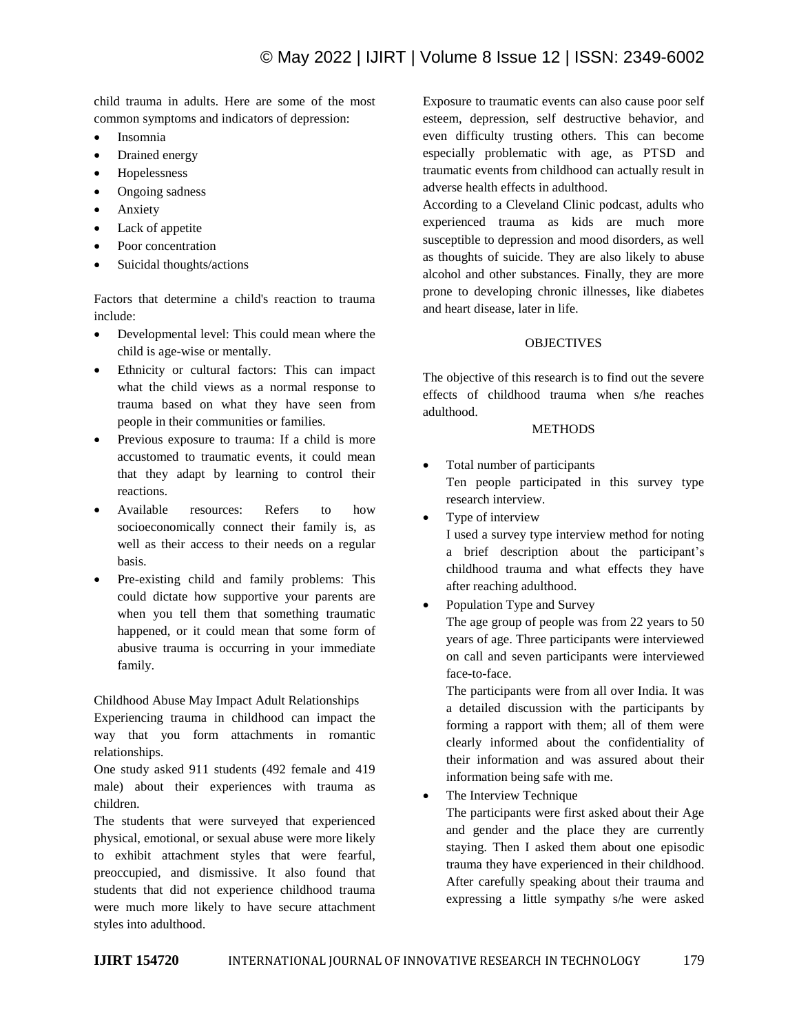child trauma in adults. Here are some of the most common symptoms and indicators of depression:

- Insomnia
- Drained energy
- Hopelessness
- Ongoing sadness
- Anxiety
- Lack of appetite
- Poor concentration
- Suicidal thoughts/actions

Factors that determine a child's reaction to trauma include:

- Developmental level: This could mean where the child is age-wise or mentally.
- Ethnicity or cultural factors: This can impact what the child views as a normal response to trauma based on what they have seen from people in their communities or families.
- Previous exposure to trauma: If a child is more accustomed to traumatic events, it could mean that they adapt by learning to control their reactions.
- Available resources: Refers to how socioeconomically connect their family is, as well as their access to their needs on a regular basis.
- Pre-existing child and family problems: This could dictate how supportive your parents are when you tell them that something traumatic happened, or it could mean that some form of abusive trauma is occurring in your immediate family.

Childhood Abuse May Impact Adult Relationships

Experiencing trauma in childhood can impact the way that you form attachments in romantic relationships.

One study asked 911 students (492 female and 419 male) about their experiences with trauma as children.

The students that were surveyed that experienced physical, emotional, or sexual abuse were more likely to exhibit attachment styles that were fearful, preoccupied, and dismissive. It also found that students that did not experience childhood trauma were much more likely to have secure attachment styles into adulthood.

Exposure to traumatic events can also cause poor self esteem, depression, self destructive behavior, and even difficulty trusting others. This can become especially problematic with age, as PTSD and traumatic events from childhood can actually result in adverse health effects in adulthood.

According to a Cleveland Clinic podcast, adults who experienced trauma as kids are much more susceptible to depression and mood disorders, as well as thoughts of suicide. They are also likely to abuse alcohol and other substances. Finally, they are more prone to developing chronic illnesses, like diabetes and heart disease, later in life.

## OBJECTIVES

The objective of this research is to find out the severe effects of childhood trauma when s/he reaches adulthood.

## METHODS

- Total number of participants
  Ten people participated in this survey type research interview.
- Type of interview
  I used a survey type interview method for noting a brief description about the participant's childhood trauma and what effects they have after reaching adulthood.
- Population Type and Survey
  The age group of people was from 22 years to 50 years of age. Three participants were interviewed on call and seven participants were interviewed face-to-face.

  The participants were from all over India. It was a detailed discussion with the participants by forming a rapport with them; all of them were clearly informed about the confidentiality of their information and was assured about their information being safe with me.
- The Interview Technique
  The participants were first asked about their Age and gender and the place they are currently staying. Then I asked them about one episodic trauma they have experienced in their childhood. After carefully speaking about their trauma and expressing a little sympathy s/he were asked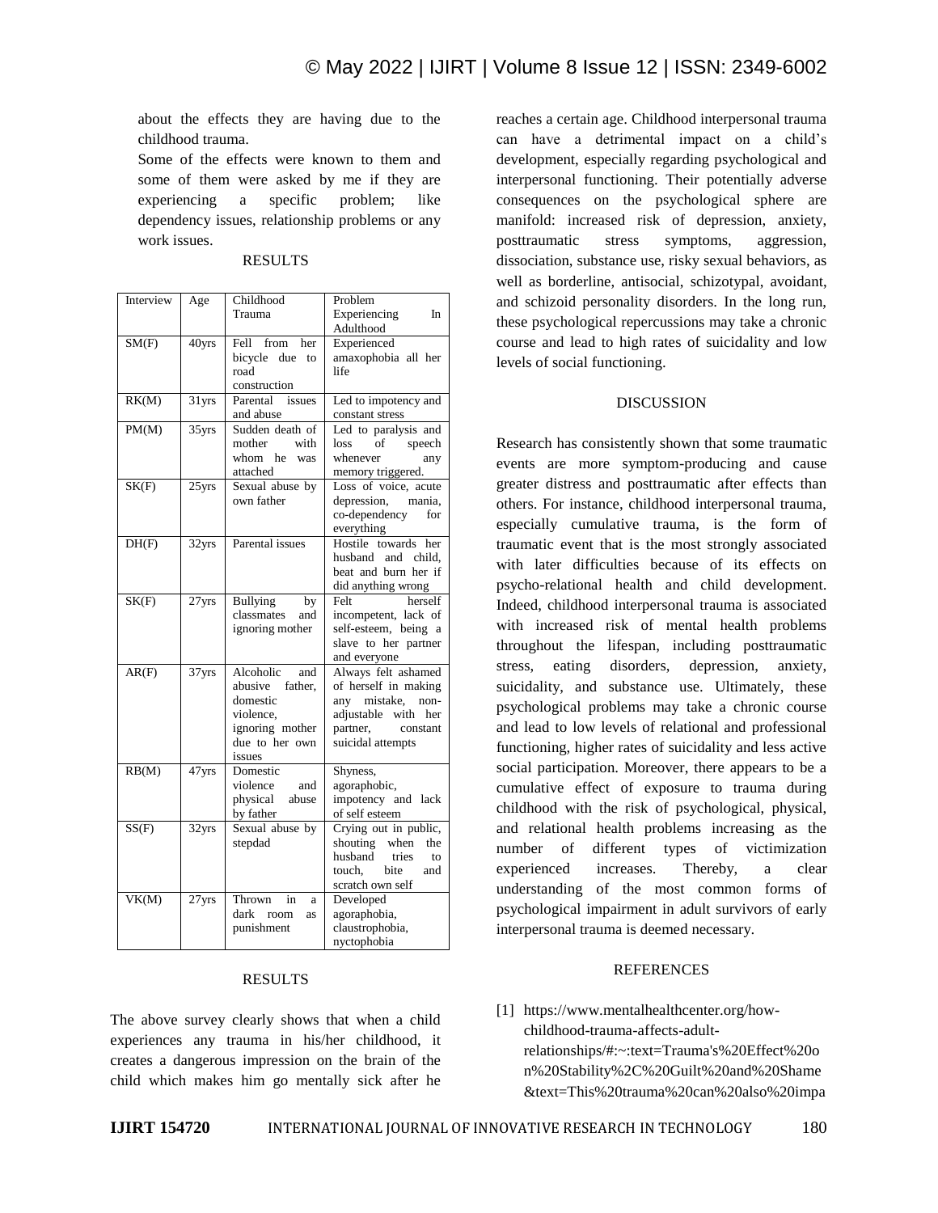about the effects they are having due to the childhood trauma.

Some of the effects were known to them and some of them were asked by me if they are experiencing a specific problem; like dependency issues, relationship problems or any work issues.

## RESULTS

| Interview | Age | Childhood Trauma | Problem Experiencing In Adulthood |
|---|---|---|---|
| SM(F) | 40yrs | Fell from her bicycle due to road construction | Experienced amaxophobia all her life |
| RK(M) | 31yrs | Parental issues and abuse | Led to impotency and constant stress |
| PM(M) | 35yrs | Sudden death of mother with whom he was attached | Led to paralysis and loss of speech whenever any memory triggered. |
| SK(F) | 25yrs | Sexual abuse by own father | Loss of voice, acute depression, mania, co-dependency for everything |
| DH(F) | 32yrs | Parental issues | Hostile towards her husband and child, beat and burn her if did anything wrong |
| SK(F) | 27yrs | Bullying by classmates and ignoring mother | Felt herself incompetent, lack of self-esteem, being a slave to her partner and everyone |
| AR(F) | 37yrs | Alcoholic and abusive father, domestic violence, ignoring mother due to her own issues | Always felt ashamed of herself in making any mistake, non-adjustable with her partner, constant suicidal attempts |
| RB(M) | 47yrs | Domestic violence and physical abuse by father | Shyness, agoraphobic, impotency and lack of self esteem |
| SS(F) | 32yrs | Sexual abuse by stepdad | Crying out in public, shouting when the husband tries to touch, bite and scratch own self |
| VK(M) | 27yrs | Thrown in a dark room as punishment | Developed agoraphobia, claustrophobia, nyctophobia |

## RESULTS

The above survey clearly shows that when a child experiences any trauma in his/her childhood, it creates a dangerous impression on the brain of the child which makes him go mentally sick after he reaches a certain age. Childhood interpersonal trauma can have a detrimental impact on a child's development, especially regarding psychological and interpersonal functioning. Their potentially adverse consequences on the psychological sphere are manifold: increased risk of depression, anxiety, posttraumatic stress symptoms, aggression, dissociation, substance use, risky sexual behaviors, as well as borderline, antisocial, schizotypal, avoidant, and schizoid personality disorders. In the long run, these psychological repercussions may take a chronic course and lead to high rates of suicidality and low levels of social functioning.

## DISCUSSION

Research has consistently shown that some traumatic events are more symptom-producing and cause greater distress and posttraumatic after effects than others. For instance, childhood interpersonal trauma, especially cumulative trauma, is the form of traumatic event that is the most strongly associated with later difficulties because of its effects on psycho-relational health and child development. Indeed, childhood interpersonal trauma is associated with increased risk of mental health problems throughout the lifespan, including posttraumatic stress, eating disorders, depression, anxiety, suicidality, and substance use. Ultimately, these psychological problems may take a chronic course and lead to low levels of relational and professional functioning, higher rates of suicidality and less active social participation. Moreover, there appears to be a cumulative effect of exposure to trauma during childhood with the risk of psychological, physical, and relational health problems increasing as the number of different types of victimization experienced increases. Thereby, a clear understanding of the most common forms of psychological impairment in adult survivors of early interpersonal trauma is deemed necessary.

## REFERENCES

[1] https://www.mentalhealthcenter.org/how-childhood-trauma-affects-adult-relationships/#:~:text=Trauma's%20Effect%20on%20Stability%2C%20Guilt%20and%20Shame&text=This%20trauma%20can%20also%20impa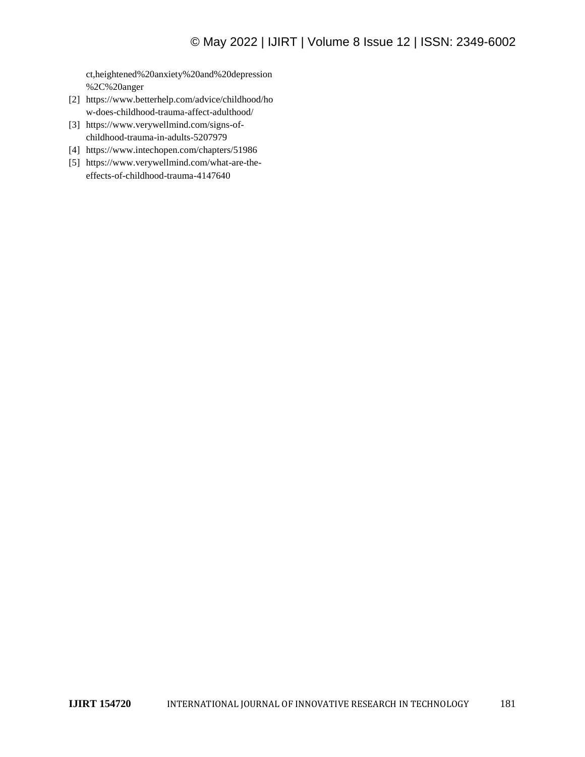ct,heightened%20anxiety%20and%20depression%2C%20anger

[2] https://www.betterhelp.com/advice/childhood/how-does-childhood-trauma-affect-adulthood/

[3] https://www.verywellmind.com/signs-of-childhood-trauma-in-adults-5207979

[4] https://www.intechopen.com/chapters/51986

[5] https://www.verywellmind.com/what-are-the-effects-of-childhood-trauma-4147640